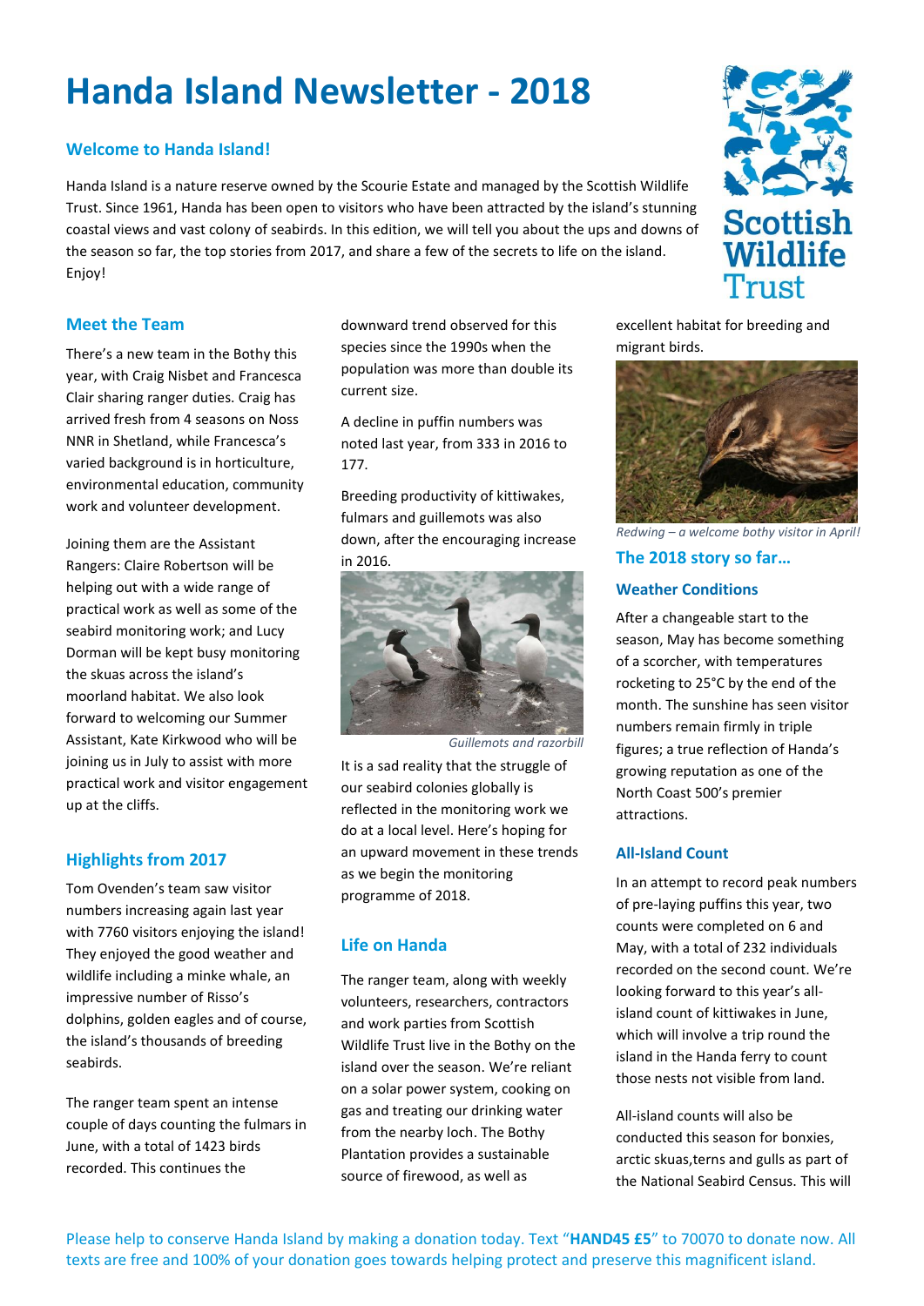# Handa Island Newsletter - 2018

## Welcome to Handa Island!

Handa Island is a nature reserve owned by the Scourie Estate and managed by the Scottish Wildlife Trust. Since 1961, Handa has been open to visitors who have been attracted by the island's stunning coastal views and vast colony of seabirds. In this edition, we will tell you about the ups and downs of the season so far, the top stories from 2017, and share a few of the secrets to life on the island. Enjoy!

## Meet the Team

There's a new team in the Bothy this year, with Craig Nisbet and Francesca Clair sharing ranger duties. Craig has arrived fresh from 4 seasons on Noss NNR in Shetland, while Francesca's varied background is in horticulture, environmental education, community work and volunteer development.

Joining them are the Assistant Rangers: Claire Robertson will be helping out with a wide range of practical work as well as some of the seabird monitoring work; and Lucy Dorman will be kept busy monitoring the skuas across the island's moorland habitat. We also look forward to welcoming our Summer Assistant, Kate Kirkwood who will be joining us in July to assist with more practical work and visitor engagement up at the cliffs.

## Highlights from 2017

Tom Ovenden's team saw visitor numbers increasing again last year with 7760 visitors enjoying the island! They enjoyed the good weather and wildlife including a minke whale, an impressive number of Risso's dolphins, golden eagles and of course, the island's thousands of breeding seabirds.

The ranger team spent an intense couple of days counting the fulmars in June, with a total of 1423 birds recorded. This continues the downward trend observed for this species since the 1990s when the population was more than double its current size.

A decline in puffin numbers was noted last year, from 333 in 2016 to 177.

Breeding productivity of kittiwakes, fulmars and guillemots was also down, after the encouraging increase in 2016.

*Guillemots and razorbill*

It is a sad reality that the struggle of our seabird colonies globally is reflected in the monitoring work we do at a local level. Here's hoping for an upward movement in these trends as we begin the monitoring programme of 2018.

## Life on Handa

The ranger team, along with weekly volunteers, researchers, contractors and work parties from Scottish Wildlife Trust live in the Bothy on the island over the season. We're reliant on a solar power system, cooking on gas and treating our drinking water from the nearby loch. The Bothy Plantation provides a sustainable source of firewood, as well as excellent habitat for breeding and migrant birds.

*Redwing – a welcome bothy visitor in April!*

## The 2018 story so far…

### Weather Conditions

After a changeable start to the season, May has become something of a scorcher, with temperatures rocketing to 25°C by the end of the month. The sunshine has seen visitor numbers remain firmly in triple figures; a true reflection of Handa's growing reputation as one of the North Coast 500's premier attractions.

### All-Island Count

In an attempt to record peak numbers of pre-laying puffins this year, two counts were completed on 6 and May, with a total of 232 individuals recorded on the second count. We're looking forward to this year's all-island count of kittiwakes in June, which will involve a trip round the island in the Handa ferry to count those nests not visible from land.

All-island counts will also be conducted this season for bonxies, arctic skuas,terns and gulls as part of the National Seabird Census. This will

Please help to conserve Handa Island by making a donation today. Text "**HAND45 £5**" to 70070 to donate now. All texts are free and 100% of your donation goes towards helping protect and preserve this magnificent island.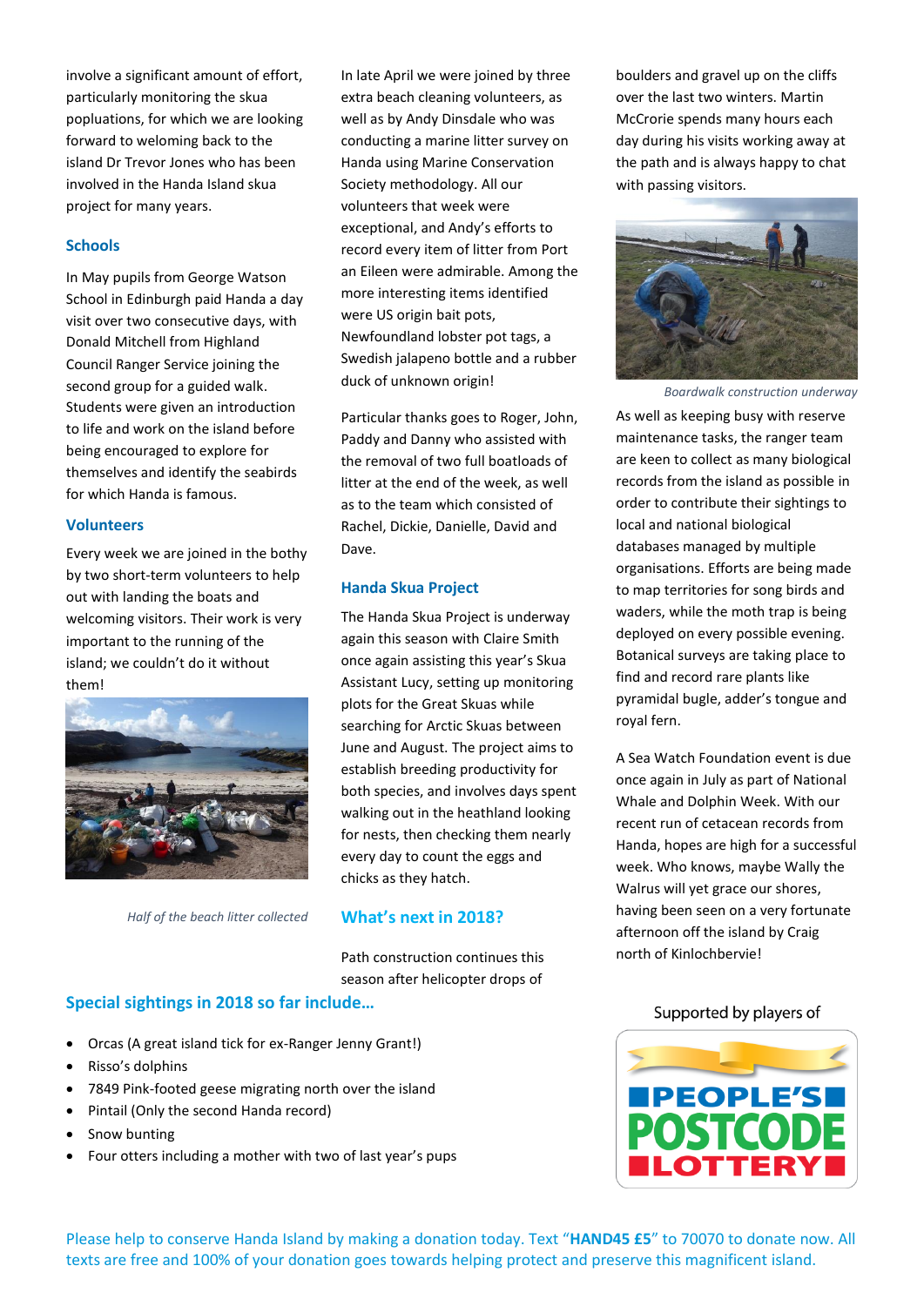involve a significant amount of effort, particularly monitoring the skua popluations, for which we are looking forward to weloming back to the island Dr Trevor Jones who has been involved in the Handa Island skua project for many years.

## Schools

In May pupils from George Watson School in Edinburgh paid Handa a day visit over two consecutive days, with Donald Mitchell from Highland Council Ranger Service joining the second group for a guided walk. Students were given an introduction to life and work on the island before being encouraged to explore for themselves and identify the seabirds for which Handa is famous.

## Volunteers

Every week we are joined in the bothy by two short-term volunteers to help out with landing the boats and welcoming visitors. Their work is very important to the running of the island; we couldn't do it without them!

*Half of the beach litter collected*

In late April we were joined by three extra beach cleaning volunteers, as well as by Andy Dinsdale who was conducting a marine litter survey on Handa using Marine Conservation Society methodology. All our volunteers that week were exceptional, and Andy's efforts to record every item of litter from Port an Eileen were admirable. Among the more interesting items identified were US origin bait pots, Newfoundland lobster pot tags, a Swedish jalapeno bottle and a rubber duck of unknown origin!

Particular thanks goes to Roger, John, Paddy and Danny who assisted with the removal of two full boatloads of litter at the end of the week, as well as to the team which consisted of Rachel, Dickie, Danielle, David and Dave.

## Handa Skua Project

The Handa Skua Project is underway again this season with Claire Smith once again assisting this year's Skua Assistant Lucy, setting up monitoring plots for the Great Skuas while searching for Arctic Skuas between June and August. The project aims to establish breeding productivity for both species, and involves days spent walking out in the heathland looking for nests, then checking them nearly every day to count the eggs and chicks as they hatch.

## What's next in 2018?

Path construction continues this season after helicopter drops of boulders and gravel up on the cliffs over the last two winters. Martin McCrorie spends many hours each day during his visits working away at the path and is always happy to chat with passing visitors.

*Boardwalk construction underway*

As well as keeping busy with reserve maintenance tasks, the ranger team are keen to collect as many biological records from the island as possible in order to contribute their sightings to local and national biological databases managed by multiple organisations. Efforts are being made to map territories for song birds and waders, while the moth trap is being deployed on every possible evening. Botanical surveys are taking place to find and record rare plants like pyramidal bugle, adder's tongue and royal fern.

A Sea Watch Foundation event is due once again in July as part of National Whale and Dolphin Week. With our recent run of cetacean records from Handa, hopes are high for a successful week. Who knows, maybe Wally the Walrus will yet grace our shores, having been seen on a very fortunate afternoon off the island by Craig north of Kinlochbervie!

## Special sightings in 2018 so far include…

- Orcas (A great island tick for ex-Ranger Jenny Grant!)
- Risso's dolphins
- 7849 Pink-footed geese migrating north over the island
- Pintail (Only the second Handa record)
- Snow bunting
- Four otters including a mother with two of last year's pups

Supported by players of

PEOPLE'S POSTCODE LOTTERY

Please help to conserve Handa Island by making a donation today. Text "**HAND45 £5**" to 70070 to donate now. All texts are free and 100% of your donation goes towards helping protect and preserve this magnificent island.